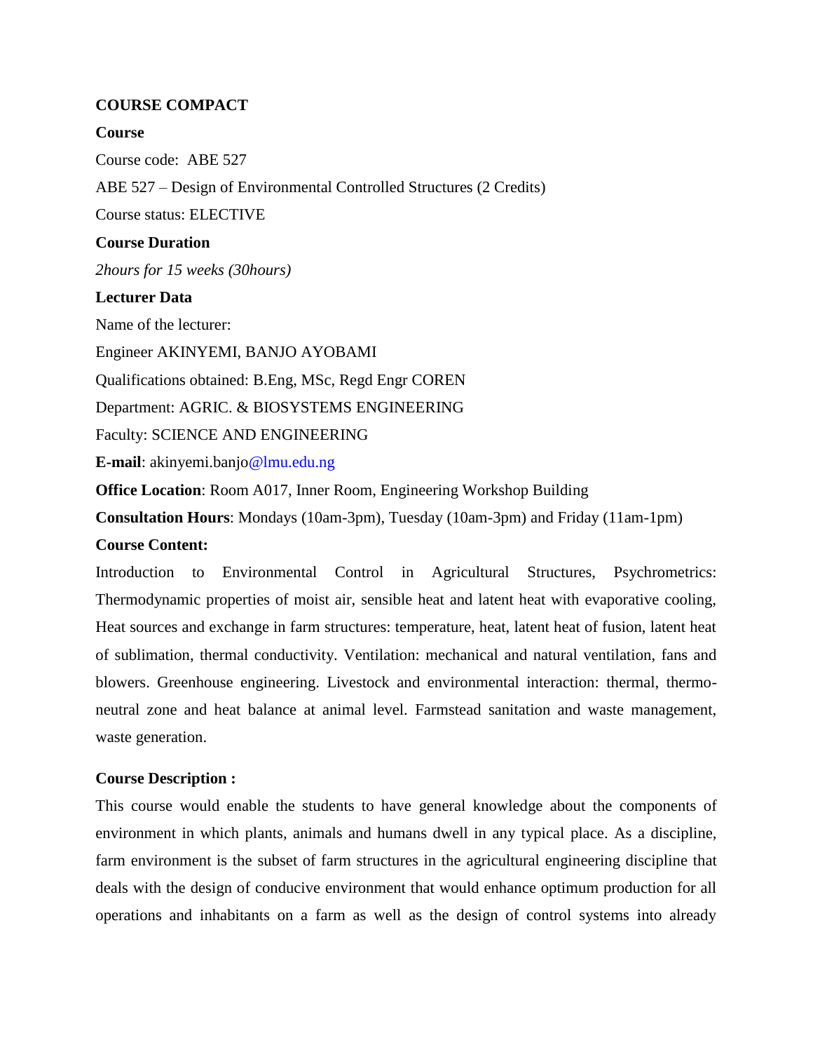**COURSE COMPACT**

**Course**

Course code: ABE 527

ABE 527 – Design of Environmental Controlled Structures (2 Credits)

Course status: ELECTIVE

**Course Duration**

*2hours for 15 weeks (30hours)*

**Lecturer Data**

Name of the lecturer:

Engineer AKINYEMI, BANJO AYOBAMI

Qualifications obtained: B.Eng, MSc, Regd Engr COREN

Department: AGRIC. & BIOSYSTEMS ENGINEERING

Faculty: SCIENCE AND ENGINEERING

**E-mail**: akinyemi.banjo@lmu.edu.ng

**Office Location**: Room A017, Inner Room, Engineering Workshop Building

**Consultation Hours**: Mondays (10am-3pm), Tuesday (10am-3pm) and Friday (11am-1pm)

**Course Content:**

Introduction to Environmental Control in Agricultural Structures, Psychrometrics: Thermodynamic properties of moist air, sensible heat and latent heat with evaporative cooling, Heat sources and exchange in farm structures: temperature, heat, latent heat of fusion, latent heat of sublimation, thermal conductivity. Ventilation: mechanical and natural ventilation, fans and blowers. Greenhouse engineering. Livestock and environmental interaction: thermal, thermo-neutral zone and heat balance at animal level. Farmstead sanitation and waste management, waste generation.

**Course Description :**

This course would enable the students to have general knowledge about the components of environment in which plants, animals and humans dwell in any typical place. As a discipline, farm environment is the subset of farm structures in the agricultural engineering discipline that deals with the design of conducive environment that would enhance optimum production for all operations and inhabitants on a farm as well as the design of control systems into already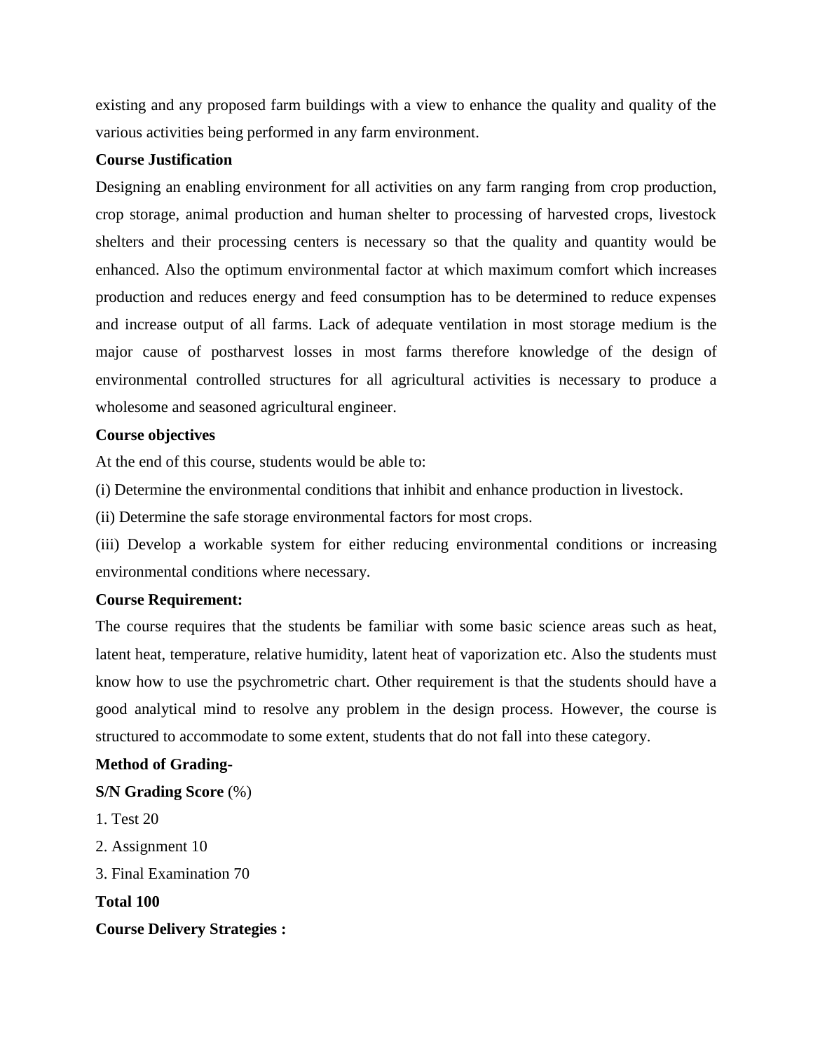existing and any proposed farm buildings with a view to enhance the quality and quality of the various activities being performed in any farm environment.

**Course Justification**

Designing an enabling environment for all activities on any farm ranging from crop production, crop storage, animal production and human shelter to processing of harvested crops, livestock shelters and their processing centers is necessary so that the quality and quantity would be enhanced. Also the optimum environmental factor at which maximum comfort which increases production and reduces energy and feed consumption has to be determined to reduce expenses and increase output of all farms. Lack of adequate ventilation in most storage medium is the major cause of postharvest losses in most farms therefore knowledge of the design of environmental controlled structures for all agricultural activities is necessary to produce a wholesome and seasoned agricultural engineer.

**Course objectives**

At the end of this course, students would be able to:

(i) Determine the environmental conditions that inhibit and enhance production in livestock.

(ii) Determine the safe storage environmental factors for most crops.

(iii) Develop a workable system for either reducing environmental conditions or increasing environmental conditions where necessary.

**Course Requirement:**

The course requires that the students be familiar with some basic science areas such as heat, latent heat, temperature, relative humidity, latent heat of vaporization etc. Also the students must know how to use the psychrometric chart. Other requirement is that the students should have a good analytical mind to resolve any problem in the design process. However, the course is structured to accommodate to some extent, students that do not fall into these category.

**Method of Grading-**

| S/N | Grading | Score (%) |
|---|---|---|
| 1. | Test | 20 |
| 2. | Assignment | 10 |
| 3. | Final Examination | 70 |
| | **Total** | **100** |

**Course Delivery Strategies :**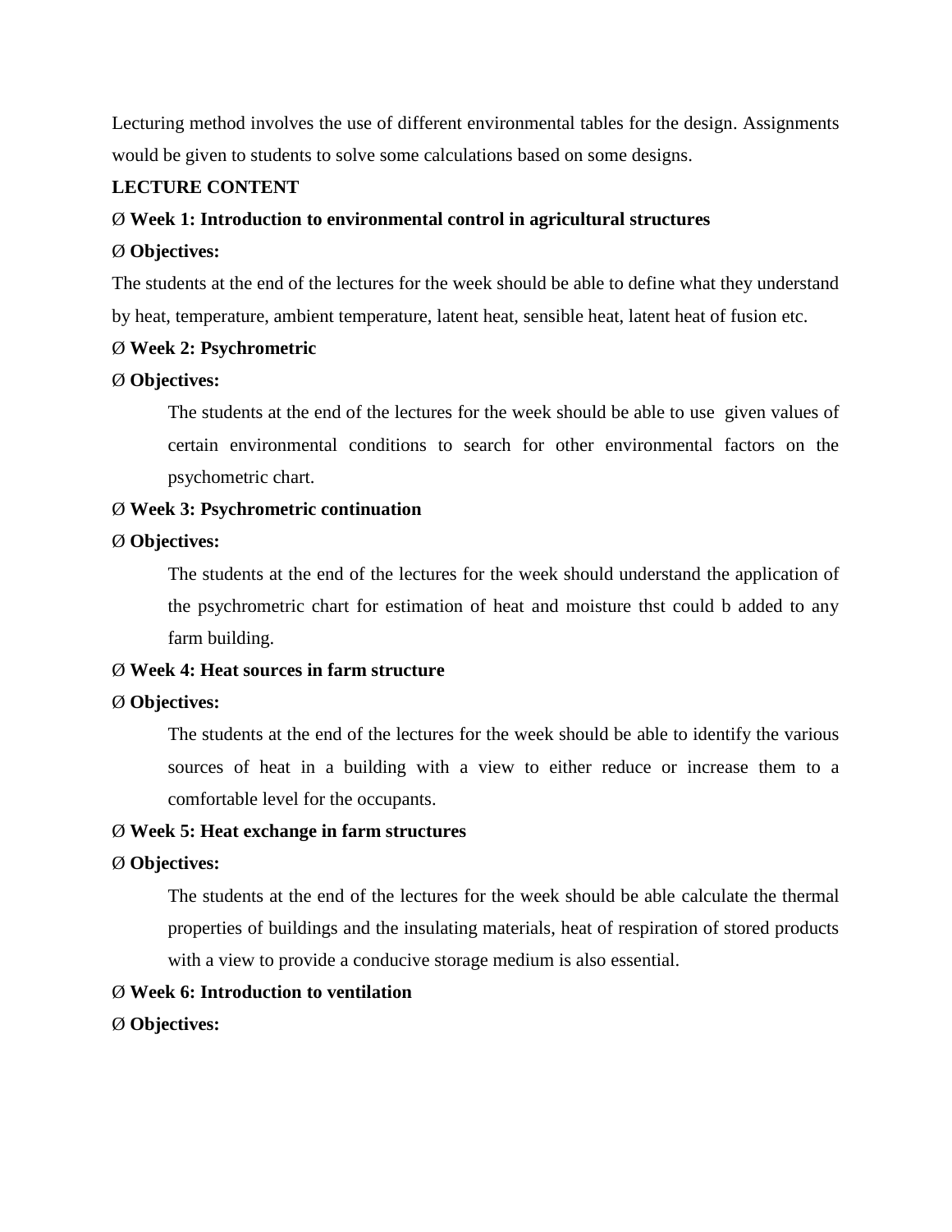Lecturing method involves the use of different environmental tables for the design. Assignments would be given to students to solve some calculations based on some designs.

**LECTURE CONTENT**

Ø **Week 1: Introduction to environmental control in agricultural structures**

Ø **Objectives:**

The students at the end of the lectures for the week should be able to define what they understand by heat, temperature, ambient temperature, latent heat, sensible heat, latent heat of fusion etc.

Ø **Week 2: Psychrometric**

Ø **Objectives:**

> The students at the end of the lectures for the week should be able to use given values of certain environmental conditions to search for other environmental factors on the psychometric chart.

Ø **Week 3: Psychrometric continuation**

Ø **Objectives:**

> The students at the end of the lectures for the week should understand the application of the psychrometric chart for estimation of heat and moisture thst could b added to any farm building.

Ø **Week 4: Heat sources in farm structure**

Ø **Objectives:**

> The students at the end of the lectures for the week should be able to identify the various sources of heat in a building with a view to either reduce or increase them to a comfortable level for the occupants.

Ø **Week 5: Heat exchange in farm structures**

Ø **Objectives:**

> The students at the end of the lectures for the week should be able calculate the thermal properties of buildings and the insulating materials, heat of respiration of stored products with a view to provide a conducive storage medium is also essential.

Ø **Week 6: Introduction to ventilation**

Ø **Objectives:**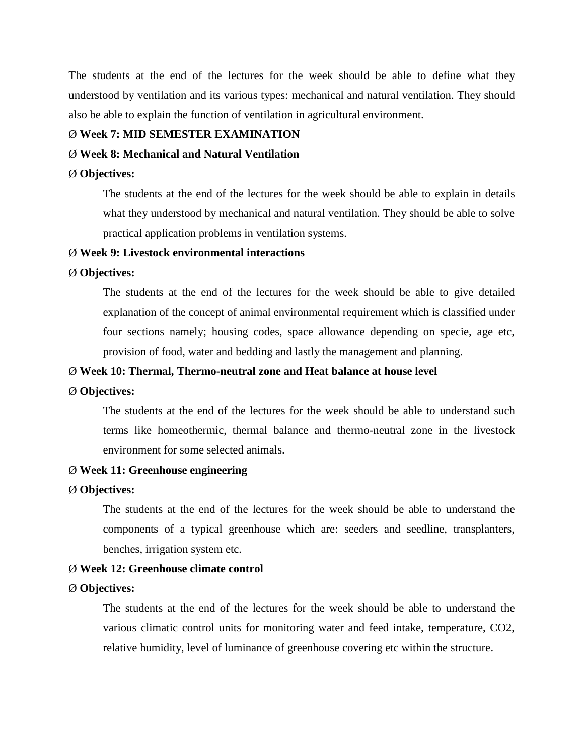The students at the end of the lectures for the week should be able to define what they understood by ventilation and its various types: mechanical and natural ventilation. They should also be able to explain the function of ventilation in agricultural environment.

- **Week 7: MID SEMESTER EXAMINATION**
- **Week 8: Mechanical and Natural Ventilation**
- **Objectives:**

  The students at the end of the lectures for the week should be able to explain in details what they understood by mechanical and natural ventilation. They should be able to solve practical application problems in ventilation systems.

- **Week 9: Livestock environmental interactions**
- **Objectives:**

  The students at the end of the lectures for the week should be able to give detailed explanation of the concept of animal environmental requirement which is classified under four sections namely; housing codes, space allowance depending on specie, age etc, provision of food, water and bedding and lastly the management and planning.

- **Week 10: Thermal, Thermo-neutral zone and Heat balance at house level**
- **Objectives:**

  The students at the end of the lectures for the week should be able to understand such terms like homeothermic, thermal balance and thermo-neutral zone in the livestock environment for some selected animals.

- **Week 11: Greenhouse engineering**
- **Objectives:**

  The students at the end of the lectures for the week should be able to understand the components of a typical greenhouse which are: seeders and seedline, transplanters, benches, irrigation system etc.

- **Week 12: Greenhouse climate control**
- **Objectives:**

  The students at the end of the lectures for the week should be able to understand the various climatic control units for monitoring water and feed intake, temperature, $CO_2$, relative humidity, level of luminance of greenhouse covering etc within the structure.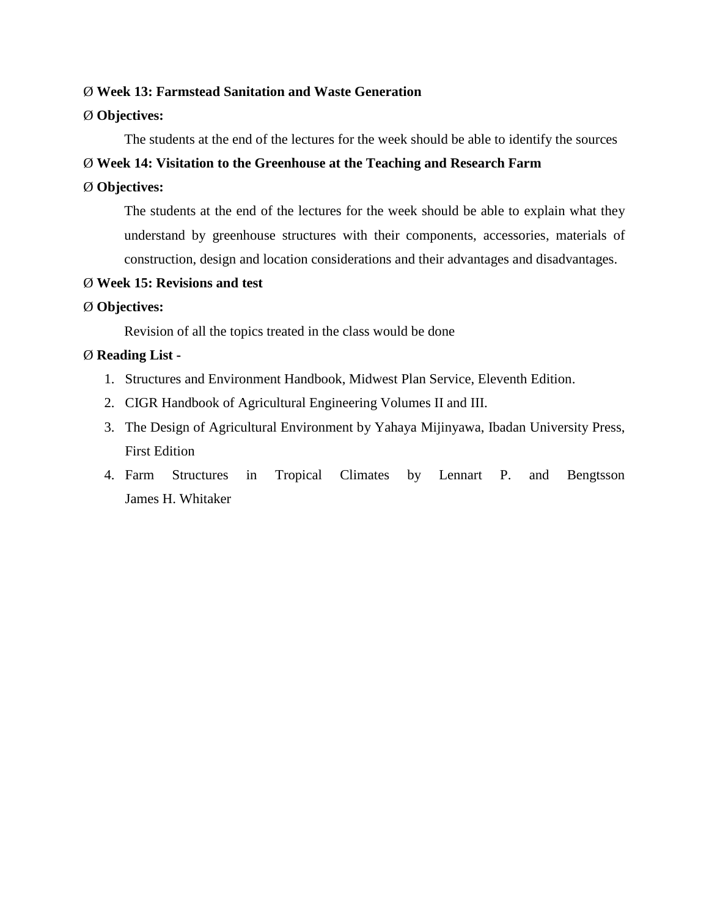Ø **Week 13: Farmstead Sanitation and Waste Generation**

Ø **Objectives:**

The students at the end of the lectures for the week should be able to identify the sources

Ø **Week 14: Visitation to the Greenhouse at the Teaching and Research Farm**

Ø **Objectives:**

The students at the end of the lectures for the week should be able to explain what they understand by greenhouse structures with their components, accessories, materials of construction, design and location considerations and their advantages and disadvantages.

Ø **Week 15: Revisions and test**

Ø **Objectives:**

Revision of all the topics treated in the class would be done

Ø **Reading List -**

1. Structures and Environment Handbook, Midwest Plan Service, Eleventh Edition.
2. CIGR Handbook of Agricultural Engineering Volumes II and III.
3. The Design of Agricultural Environment by Yahaya Mijinyawa, Ibadan University Press, First Edition
4. Farm Structures in Tropical Climates by Lennart P. and Bengtsson James H. Whitaker